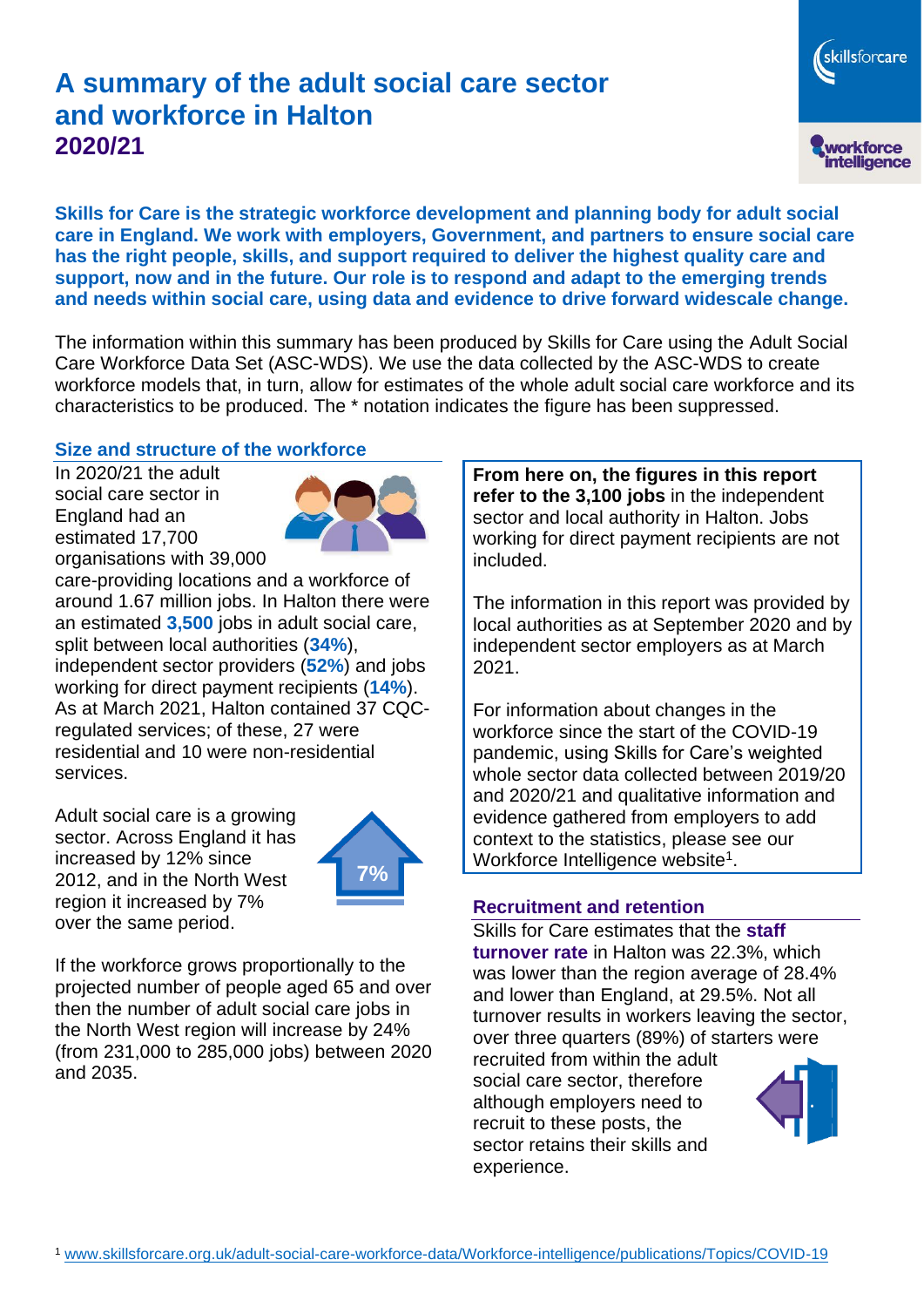# A summary of the adult social care sector and workforce in Halton

## 2020/21

**Skills for Care is the strategic workforce development and planning body for adult social care in England. We work with employers, Government, and partners to ensure social care has the right people, skills, and support required to deliver the highest quality care and support, now and in the future. Our role is to respond and adapt to the emerging trends and needs within social care, using data and evidence to drive forward widescale change.**

The information within this summary has been produced by Skills for Care using the Adult Social Care Workforce Data Set (ASC-WDS). We use the data collected by the ASC-WDS to create workforce models that, in turn, allow for estimates of the whole adult social care workforce and its characteristics to be produced. The * notation indicates the figure has been suppressed.

### Size and structure of the workforce

In 2020/21 the adult social care sector in England had an estimated 17,700 organisations with 39,000 care-providing locations and a workforce of around 1.67 million jobs. In Halton there were an estimated **3,500** jobs in adult social care, split between local authorities (**34%**), independent sector providers (**52%**) and jobs working for direct payment recipients (**14%**). As at March 2021, Halton contained 37 CQC-regulated services; of these, 27 were residential and 10 were non-residential services.

Adult social care is a growing sector. Across England it has increased by 12% since 2012, and in the North West region it increased by 7% over the same period.

If the workforce grows proportionally to the projected number of people aged 65 and over then the number of adult social care jobs in the North West region will increase by 24% (from 231,000 to 285,000 jobs) between 2020 and 2035.

**From here on, the figures in this report refer to the 3,100 jobs** in the independent sector and local authority in Halton. Jobs working for direct payment recipients are not included.

The information in this report was provided by local authorities as at September 2020 and by independent sector employers as at March 2021.

For information about changes in the workforce since the start of the COVID-19 pandemic, using Skills for Care's weighted whole sector data collected between 2019/20 and 2020/21 and qualitative information and evidence gathered from employers to add context to the statistics, please see our Workforce Intelligence website[1].

### Recruitment and retention

Skills for Care estimates that the **staff turnover rate** in Halton was 22.3%, which was lower than the region average of 28.4% and lower than England, at 29.5%. Not all turnover results in workers leaving the sector, over three quarters (89%) of starters were recruited from within the adult social care sector, therefore although employers need to recruit to these posts, the sector retains their skills and experience.

[1] www.skillsforcare.org.uk/adult-social-care-workforce-data/Workforce-intelligence/publications/Topics/COVID-19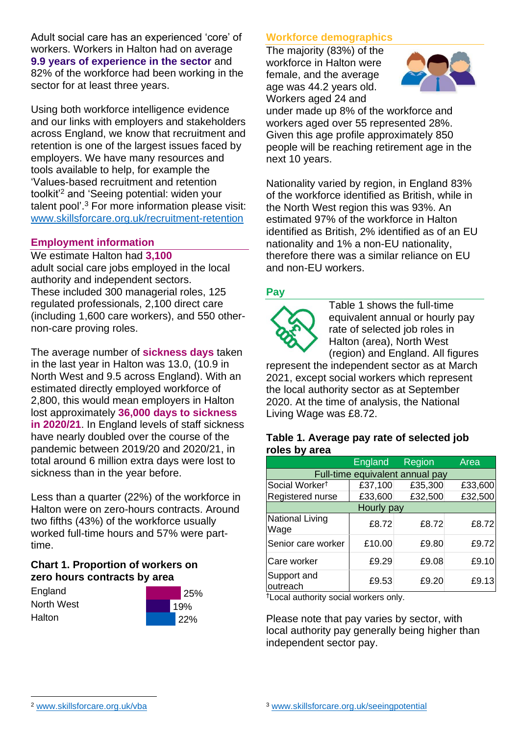Adult social care has an experienced 'core' of workers. Workers in Halton had on average **9.9 years of experience in the sector** and 82% of the workforce had been working in the sector for at least three years.

Using both workforce intelligence evidence and our links with employers and stakeholders across England, we know that recruitment and retention is one of the largest issues faced by employers. We have many resources and tools available to help, for example the 'Values-based recruitment and retention toolkit'[2] and 'Seeing potential: widen your talent pool'.[3] For more information please visit: www.skillsforcare.org.uk/recruitment-retention

## Employment information

We estimate Halton had **3,100** adult social care jobs employed in the local authority and independent sectors. These included 300 managerial roles, 125 regulated professionals, 2,100 direct care (including 1,600 care workers), and 550 other-non-care proving roles.

The average number of **sickness days** taken in the last year in Halton was 13.0, (10.9 in North West and 9.5 across England). With an estimated directly employed workforce of 2,800, this would mean employers in Halton lost approximately **36,000 days to sickness in 2020/21**. In England levels of staff sickness have nearly doubled over the course of the pandemic between 2019/20 and 2020/21, in total around 6 million extra days were lost to sickness than in the year before.

Less than a quarter (22%) of the workforce in Halton were on zero-hours contracts. Around two fifths (43%) of the workforce usually worked full-time hours and 57% were part-time.

### Chart 1. Proportion of workers on zero hours contracts by area

| Area | Proportion |
|---|---|
| England | 25% |
| North West | 19% |
| Halton | 22% |

## Workforce demographics

The majority (83%) of the workforce in Halton were female, and the average age was 44.2 years old. Workers aged 24 and under made up 8% of the workforce and workers aged over 55 represented 28%. Given this age profile approximately 850 people will be reaching retirement age in the next 10 years.

Nationality varied by region, in England 83% of the workforce identified as British, while in the North West region this was 93%. An estimated 97% of the workforce in Halton identified as British, 2% identified as of an EU nationality and 1% a non-EU nationality, therefore there was a similar reliance on EU and non-EU workers.

## Pay

Table 1 shows the full-time equivalent annual or hourly pay rate of selected job roles in Halton (area), North West (region) and England. All figures represent the independent sector as at March 2021, except social workers which represent the local authority sector as at September 2020. At the time of analysis, the National Living Wage was £8.72.

### Table 1. Average pay rate of selected job roles by area

| | England | Region | Area |
|---|---|---|---|
| **Full-time equivalent annual pay** | | | |
| Social Worker† | £37,100 | £35,300 | £33,600 |
| Registered nurse | £33,600 | £32,500 | £32,500 |
| **Hourly pay** | | | |
| National Living Wage | £8.72 | £8.72 | £8.72 |
| Senior care worker | £10.00 | £9.80 | £9.72 |
| Care worker | £9.29 | £9.08 | £9.10 |
| Support and outreach | £9.53 | £9.20 | £9.13 |

†Local authority social workers only.

Please note that pay varies by sector, with local authority pay generally being higher than independent sector pay.

[2] www.skillsforcare.org.uk/vba

[3] www.skillsforcare.org.uk/seeingpotential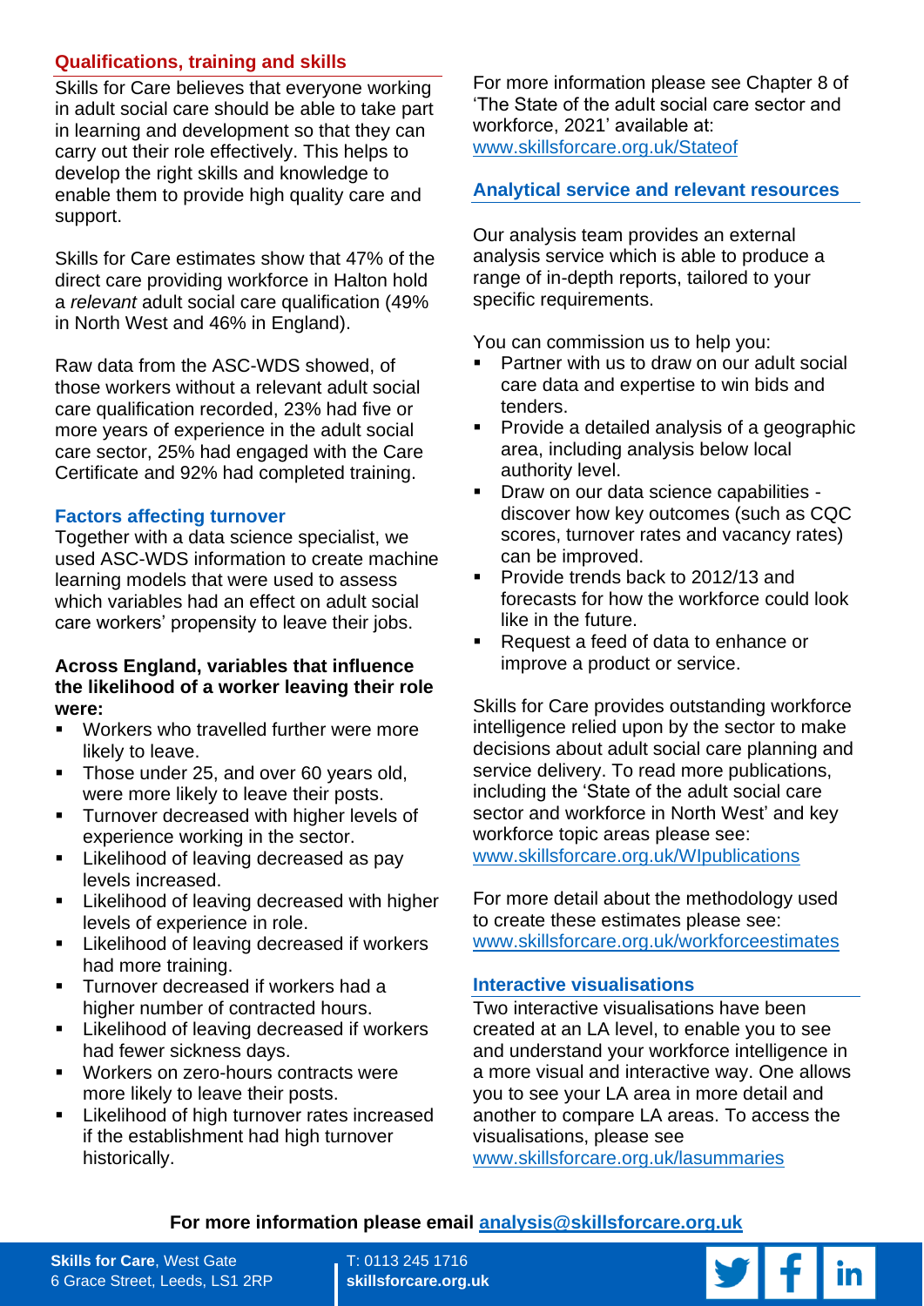## Qualifications, training and skills

Skills for Care believes that everyone working in adult social care should be able to take part in learning and development so that they can carry out their role effectively. This helps to develop the right skills and knowledge to enable them to provide high quality care and support.

Skills for Care estimates show that 47% of the direct care providing workforce in Halton hold a *relevant* adult social care qualification (49% in North West and 46% in England).

Raw data from the ASC-WDS showed, of those workers without a relevant adult social care qualification recorded, 23% had five or more years of experience in the adult social care sector, 25% had engaged with the Care Certificate and 92% had completed training.

## Factors affecting turnover

Together with a data science specialist, we used ASC-WDS information to create machine learning models that were used to assess which variables had an effect on adult social care workers' propensity to leave their jobs.

**Across England, variables that influence the likelihood of a worker leaving their role were:**

- Workers who travelled further were more likely to leave.
- Those under 25, and over 60 years old, were more likely to leave their posts.
- Turnover decreased with higher levels of experience working in the sector.
- Likelihood of leaving decreased as pay levels increased.
- Likelihood of leaving decreased with higher levels of experience in role.
- Likelihood of leaving decreased if workers had more training.
- Turnover decreased if workers had a higher number of contracted hours.
- Likelihood of leaving decreased if workers had fewer sickness days.
- Workers on zero-hours contracts were more likely to leave their posts.
- Likelihood of high turnover rates increased if the establishment had high turnover historically.

For more information please see Chapter 8 of 'The State of the adult social care sector and workforce, 2021' available at: www.skillsforcare.org.uk/Stateof

## Analytical service and relevant resources

Our analysis team provides an external analysis service which is able to produce a range of in-depth reports, tailored to your specific requirements.

You can commission us to help you:

- Partner with us to draw on our adult social care data and expertise to win bids and tenders.
- Provide a detailed analysis of a geographic area, including analysis below local authority level.
- Draw on our data science capabilities - discover how key outcomes (such as CQC scores, turnover rates and vacancy rates) can be improved.
- Provide trends back to 2012/13 and forecasts for how the workforce could look like in the future.
- Request a feed of data to enhance or improve a product or service.

Skills for Care provides outstanding workforce intelligence relied upon by the sector to make decisions about adult social care planning and service delivery. To read more publications, including the 'State of the adult social care sector and workforce in North West' and key workforce topic areas please see: www.skillsforcare.org.uk/WIpublications

For more detail about the methodology used to create these estimates please see: www.skillsforcare.org.uk/workforceestimates

## Interactive visualisations

Two interactive visualisations have been created at an LA level, to enable you to see and understand your workforce intelligence in a more visual and interactive way. One allows you to see your LA area in more detail and another to compare LA areas. To access the visualisations, please see www.skillsforcare.org.uk/lasummaries

**For more information please email analysis@skillsforcare.org.uk**

**Skills for Care**, West Gate
6 Grace Street, Leeds, LS1 2RP

T: 0113 245 1716
**skillsforcare.org.uk**